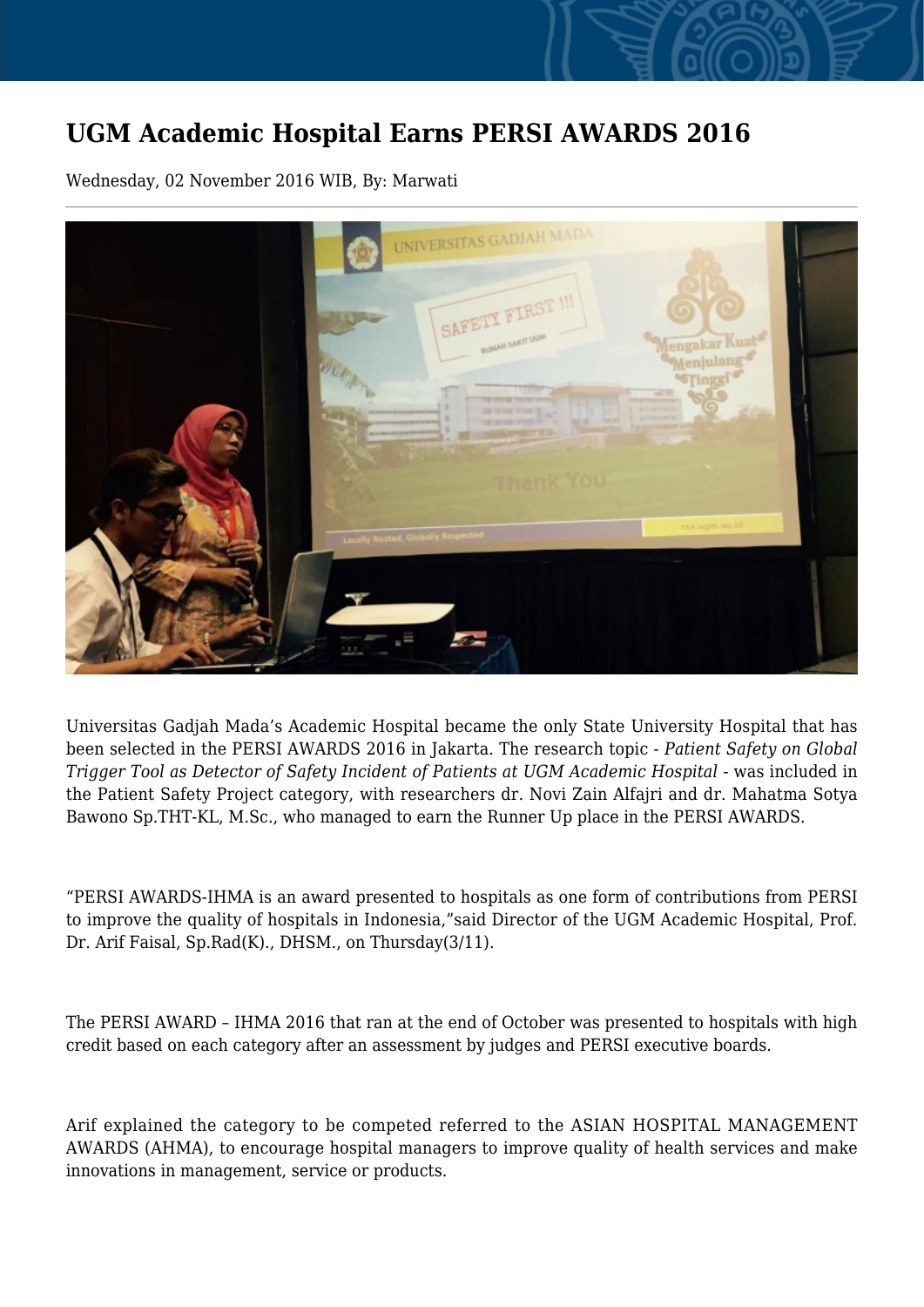# UGM Academic Hospital Earns PERSI AWARDS 2016

Wednesday, 02 November 2016 WIB, By: Marwati

---

Universitas Gadjah Mada's Academic Hospital became the only State University Hospital that has been selected in the PERSI AWARDS 2016 in Jakarta. The research topic - *Patient Safety on Global Trigger Tool as Detector of Safety Incident of Patients at UGM Academic Hospital* - was included in the Patient Safety Project category, with researchers dr. Novi Zain Alfajri and dr. Mahatma Sotya Bawono Sp.THT-KL, M.Sc., who managed to earn the Runner Up place in the PERSI AWARDS.

"PERSI AWARDS-IHMA is an award presented to hospitals as one form of contributions from PERSI to improve the quality of hospitals in Indonesia,"said Director of the UGM Academic Hospital, Prof. Dr. Arif Faisal, Sp.Rad(K)., DHSM., on Thursday(3/11).

The PERSI AWARD – IHMA 2016 that ran at the end of October was presented to hospitals with high credit based on each category after an assessment by judges and PERSI executive boards.

Arif explained the category to be competed referred to the ASIAN HOSPITAL MANAGEMENT AWARDS (AHMA), to encourage hospital managers to improve quality of health services and make innovations in management, service or products.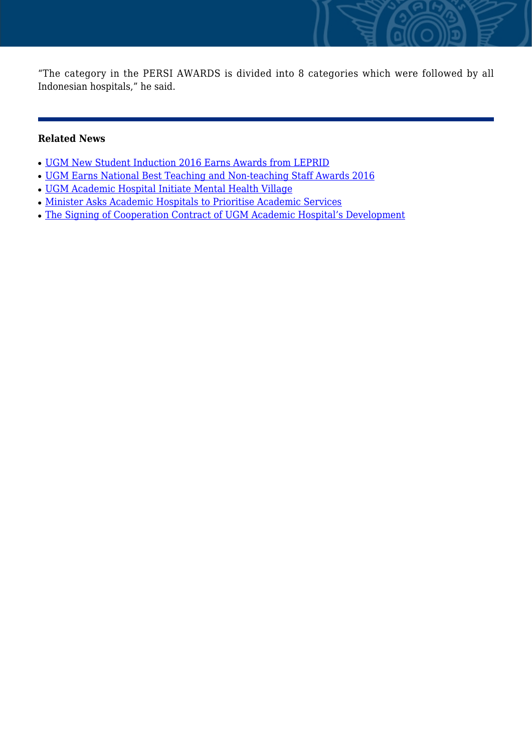"The category in the PERSI AWARDS is divided into 8 categories which were followed by all Indonesian hospitals," he said.

---

**Related News**

- UGM New Student Induction 2016 Earns Awards from LEPRID
- UGM Earns National Best Teaching and Non-teaching Staff Awards 2016
- UGM Academic Hospital Initiate Mental Health Village
- Minister Asks Academic Hospitals to Prioritise Academic Services
- The Signing of Cooperation Contract of UGM Academic Hospital's Development